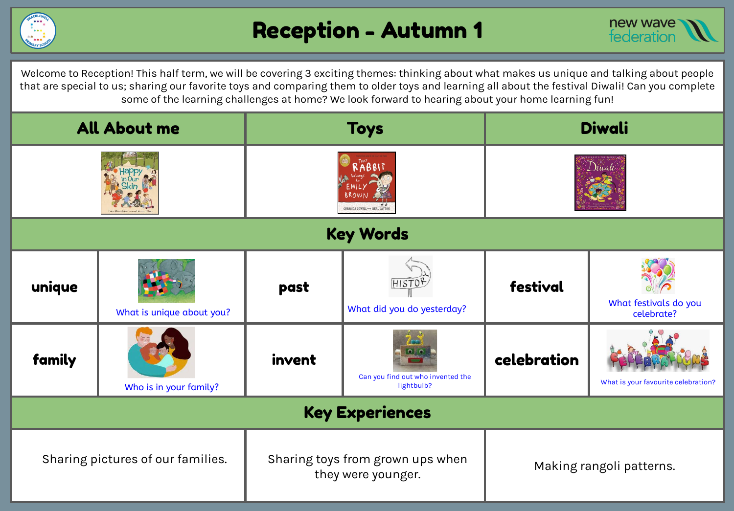# Reception - Autumn 1

Welcome to Reception! This half term, we will be covering 3 exciting themes: thinking about what makes us unique and talking about people that are special to us; sharing our favorite toys and comparing them to older toys and learning all about the festival Diwali! Can you complete some of the learning challenges at home? We look forward to hearing about your home learning fun!

| All About me | Toys | Diwali |
|---|---|---|

## Key Words

| | | | | | |
|---|---|---|---|---|---|
| **unique** | What is unique about you? | **past** | What did you do yesterday? | **festival** | What festivals do you celebrate? |
| **family** | Who is in your family? | **invent** | Can you find out who invented the lightbulb? | **celebration** | What is your favourite celebration? |

## Key Experiences

| | | |
|---|---|---|
| Sharing pictures of our families. | Sharing toys from grown ups when they were younger. | Making rangoli patterns. |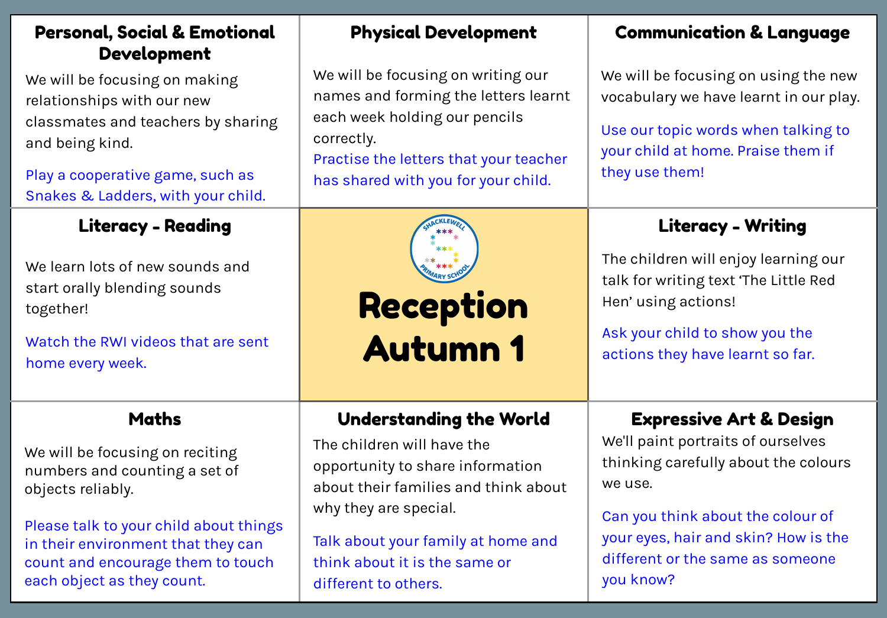# Reception Autumn 1

## Personal, Social & Emotional Development

We will be focusing on making relationships with our new classmates and teachers by sharing and being kind.

Play a cooperative game, such as Snakes & Ladders, with your child.

## Physical Development

We will be focusing on writing our names and forming the letters learnt each week holding our pencils correctly.

Practise the letters that your teacher has shared with you for your child.

## Communication & Language

We will be focusing on using the new vocabulary we have learnt in our play.

Use our topic words when talking to your child at home. Praise them if they use them!

## Literacy - Reading

We learn lots of new sounds and start orally blending sounds together!

Watch the RWI videos that are sent home every week.

## Literacy - Writing

The children will enjoy learning our talk for writing text 'The Little Red Hen' using actions!

Ask your child to show you the actions they have learnt so far.

## Maths

We will be focusing on reciting numbers and counting a set of objects reliably.

Please talk to your child about things in their environment that they can count and encourage them to touch each object as they count.

## Understanding the World

The children will have the opportunity to share information about their families and think about why they are special.

Talk about your family at home and think about it is the same or different to others.

## Expressive Art & Design

We'll paint portraits of ourselves thinking carefully about the colours we use.

Can you think about the colour of your eyes, hair and skin? How is the different or the same as someone you know?